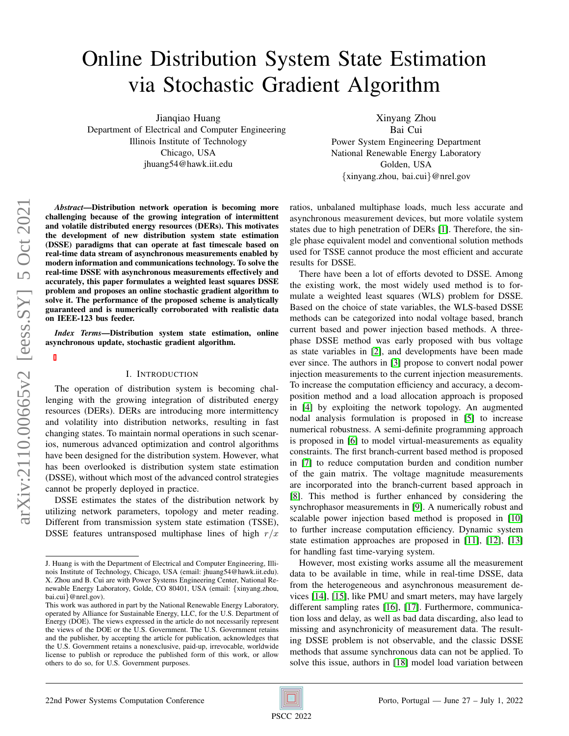# Online Distribution System State Estimation via Stochastic Gradient Algorithm

Jianqiao Huang
Department of Electrical and Computer Engineering
Illinois Institute of Technology
Chicago, USA
jhuang54@hawk.iit.edu

Xinyang Zhou
Bai Cui
Power System Engineering Department
National Renewable Energy Laboratory
Golden, USA
{xinyang.zhou, bai.cui}@nrel.gov

***Abstract*—Distribution network operation is becoming more challenging because of the growing integration of intermittent and volatile distributed energy resources (DERs). This motivates the development of new distribution system state estimation (DSSE) paradigms that can operate at fast timescale based on real-time data stream of asynchronous measurements enabled by modern information and communications technology. To solve the real-time DSSE with asynchronous measurements effectively and accurately, this paper formulates a weighted least squares DSSE problem and proposes an online stochastic gradient algorithm to solve it. The performance of the proposed scheme is analytically guaranteed and is numerically corroborated with realistic data on IEEE-123 bus feeder.**

***Index Terms*—Distribution system state estimation, online asynchronous update, stochastic gradient algorithm.**

## I. Introduction

The operation of distribution system is becoming challenging with the growing integration of distributed energy resources (DERs). DERs are introducing more intermittency and volatility into distribution networks, resulting in fast changing states. To maintain normal operations in such scenarios, numerous advanced optimization and control algorithms have been designed for the distribution system. However, what has been overlooked is distribution system state estimation (DSSE), without which most of the advanced control strategies cannot be properly deployed in practice.

DSSE estimates the states of the distribution network by utilizing network parameters, topology and meter reading. Different from transmission system state estimation (TSSE), DSSE features untransposed multiphase lines of high $r/x$ ratios, unbalaned multiphase loads, much less accurate and asynchronous measurement devices, but more volatile system states due to high penetration of DERs [1]. Therefore, the single phase equivalent model and conventional solution methods used for TSSE cannot produce the most efficient and accurate results for DSSE.

There have been a lot of efforts devoted to DSSE. Among the existing work, the most widely used method is to formulate a weighted least squares (WLS) problem for DSSE. Based on the choice of state variables, the WLS-based DSSE methods can be categorized into nodal voltage based, branch current based and power injection based methods. A three-phase DSSE method was early proposed with bus voltage as state variables in [2], and developments have been made ever since. The authors in [3] propose to convert nodal power injection measurements to the current injection measurements. To increase the computation efficiency and accuracy, a decomposition method and a load allocation approach is proposed in [4] by exploiting the network topology. An augmented nodal analysis formulation is proposed in [5] to increase numerical robustness. A semi-definite programming approach is proposed in [6] to model virtual-measurements as equality constraints. The first branch-current based method is proposed in [7] to reduce computation burden and condition number of the gain matrix. The voltage magnitude measurements are incorporated into the branch-current based approach in [8]. This method is further enhanced by considering the synchrophasor measurements in [9]. A numerically robust and scalable power injection based method is proposed in [10] to further increase computation efficiency. Dynamic system state estimation approaches are proposed in [11], [12], [13] for handling fast time-varying system.

However, most existing works assume all the measurement data to be available in time, while in real-time DSSE, data from the heterogeneous and asynchronous measurement devices [14], [15], like PMU and smart meters, may have largely different sampling rates [16], [17]. Furthermore, communication loss and delay, as well as bad data discarding, also lead to missing and asynchronicity of measurement data. The resulting DSSE problem is not observable, and the classic DSSE methods that assume synchronous data can not be applied. To solve this issue, authors in [18] model load variation between

J. Huang is with the Department of Electrical and Computer Engineering, Illinois Institute of Technology, Chicago, USA (email: jhuang54@hawk.iit.edu). X. Zhou and B. Cui are with Power Systems Engineering Center, National Renewable Energy Laboratory, Golde, CO 80401, USA (email: {xinyang.zhou, bai.cui}@nrel.gov).

This work was authored in part by the National Renewable Energy Laboratory, operated by Alliance for Sustainable Energy, LLC, for the U.S. Department of Energy (DOE). The views expressed in the article do not necessarily represent the views of the DOE or the U.S. Government. The U.S. Government retains and the publisher, by accepting the article for publication, acknowledges that the U.S. Government retains a nonexclusive, paid-up, irrevocable, worldwide license to publish or reproduce the published form of this work, or allow others to do so, for U.S. Government purposes.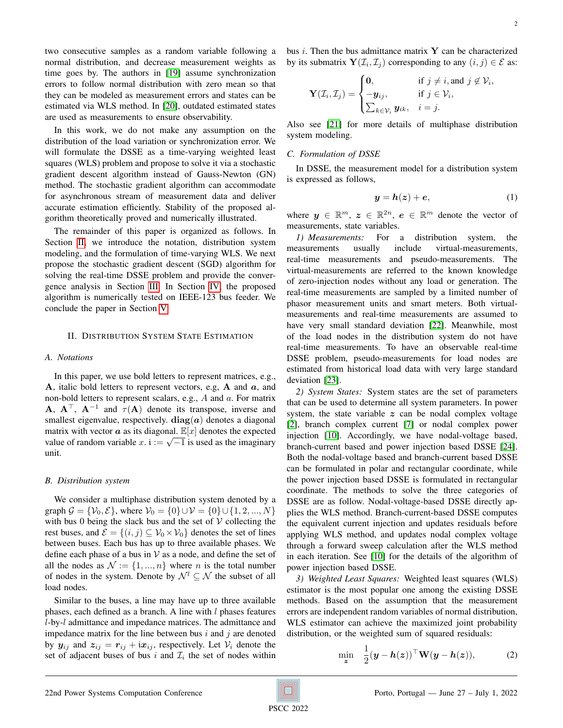two consecutive samples as a random variable following a normal distribution, and decrease measurement weights as time goes by. The authors in [19] assume synchronization errors to follow normal distribution with zero mean so that they can be modeled as measurement errors and states can be estimated via WLS method. In [20], outdated estimated states are used as measurements to ensure observability.

In this work, we do not make any assumption on the distribution of the load variation or synchronization error. We will formulate the DSSE as a time-varying weighted least squares (WLS) problem and propose to solve it via a stochastic gradient descent algorithm instead of Gauss-Newton (GN) method. The stochastic gradient algorithm can accommodate for asynchronous stream of measurement data and deliver accurate estimation efficiently. Stability of the proposed algorithm theoretically proved and numerically illustrated.

The remainder of this paper is organized as follows. In Section II, we introduce the notation, distribution system modeling, and the formulation of time-varying WLS. We next propose the stochastic gradient descent (SGD) algorithm for solving the real-time DSSE problem and provide the convergence analysis in Section III. In Section IV, the proposed algorithm is numerically tested on IEEE-123 bus feeder. We conclude the paper in Section V.

## II. Distribution System State Estimation

### A. Notations

In this paper, we use bold letters to represent matrices, e.g., $\mathbf{A}$, italic bold letters to represent vectors, e.g, $\mathbf{A}$ and $\boldsymbol{a}$, and non-bold letters to represent scalars, e.g., $A$ and $a$. For matrix $\mathbf{A}$, $\mathbf{A}^\top$, $\mathbf{A}^{-1}$ and $\tau(\mathbf{A})$ denote its transpose, inverse and smallest eigenvalue, respectively. $\mathbf{diag}(\boldsymbol{a})$ denotes a diagonal matrix with vector $\boldsymbol{a}$ as its diagonal. $\mathbb{E}[x]$ denotes the expected value of random variable $x$. $\mathrm{i} := \sqrt{-1}$ is used as the imaginary unit.

### B. Distribution system

We consider a multiphase distribution system denoted by a graph $\mathcal{G} = \{\mathcal{V}_0, \mathcal{E}\}$, where $\mathcal{V}_0 = \{0\} \cup \mathcal{V} = \{0\} \cup \{1, 2, ..., N\}$ with bus 0 being the slack bus and the set of $\mathcal{V}$ collecting the rest buses, and $\mathcal{E} = \{(i, j) \subseteq \mathcal{V}_0 \times \mathcal{V}_0\}$ denotes the set of lines between buses. Each bus has up to three available phases. We define each phase of a bus in $\mathcal{V}$ as a node, and define the set of all the nodes as $\mathcal{N} := \{1, ..., n\}$ where $n$ is the total number of nodes in the system. Denote by $\mathcal{N}^l \subseteq \mathcal{N}$ the subset of all load nodes.

Similar to the buses, a line may have up to three available phases, each defined as a branch. A line with $l$ phases features $l$-by-$l$ admittance and impedance matrices. The admittance and impedance matrix for the line between bus $i$ and $j$ are denoted by $\boldsymbol{y}_{ij}$ and $\boldsymbol{z}_{ij} = \boldsymbol{r}_{ij} + \mathrm{i}\boldsymbol{x}_{ij}$, respectively. Let $\mathcal{V}_i$ denote the set of adjacent buses of bus $i$ and $\mathcal{I}_i$ the set of nodes within bus $i$. Then the bus admittance matrix $\mathbf{Y}$ can be characterized by its submatrix $\mathbf{Y}(\mathcal{I}_i, \mathcal{I}_j)$ corresponding to any $(i, j) \in \mathcal{E}$ as:

$$
\mathbf{Y}(\mathcal{I}_i, \mathcal{I}_j) = \begin{cases} \mathbf{0}, & \text{if } j \neq i, \text{and } j \notin \mathcal{V}_i, \\ -\boldsymbol{y}_{ij}, & \text{if } j \in \mathcal{V}_i, \\ \sum_{k \in \mathcal{V}_i} \boldsymbol{y}_{ik}, & i = j. \end{cases}
$$

Also see [21] for more details of multiphase distribution system modeling.

### C. Formulation of DSSE

In DSSE, the measurement model for a distribution system is expressed as follows,

$$
\boldsymbol{y} = \boldsymbol{h}(\boldsymbol{z}) + \boldsymbol{e}, \tag{1}
$$

where $\boldsymbol{y} \in \mathbb{R}^m$, $\boldsymbol{z} \in \mathbb{R}^{2n}$, $\boldsymbol{e} \in \mathbb{R}^m$ denote the vector of measurements, state variables.

*1) Measurements:* For a distribution system, the measurements usually include virtual-measurements, real-time measurements and pseudo-measurements. The virtual-measurements are referred to the known knowledge of zero-injection nodes without any load or generation. The real-time measurements are sampled by a limited number of phasor measurement units and smart meters. Both virtual-measurements and real-time measurements are assumed to have very small standard deviation [22]. Meanwhile, most of the load nodes in the distribution system do not have real-time measurements. To have an observable real-time DSSE problem, pseudo-measurements for load nodes are estimated from historical load data with very large standard deviation [23].

*2) System States:* System states are the set of parameters that can be used to determine all system parameters. In power system, the state variable $\boldsymbol{z}$ can be nodal complex voltage [2], branch complex current [7] or nodal complex power injection [10]. Accordingly, we have nodal-voltage based, branch-current based and power injection based DSSE [24]. Both the nodal-voltage based and branch-current based DSSE can be formulated in polar and rectangular coordinate, while the power injection based DSSE is formulated in rectangular coordinate. The methods to solve the three categories of DSSE are as follow. Nodal-voltage-based DSSE directly applies the WLS method. Branch-current-based DSSE computes the equivalent current injection and updates residuals before applying WLS method, and updates nodal complex voltage through a forward sweep calculation after the WLS method in each iteration. See [10] for the details of the algorithm of power injection based DSSE.

*3) Weighted Least Squares:* Weighted least squares (WLS) estimator is the most popular one among the existing DSSE methods. Based on the assumption that the measurement errors are independent random variables of normal distribution, WLS estimator can achieve the maximized joint probability distribution, or the weighted sum of squared residuals:

$$
\min_{\boldsymbol{z}} \quad \frac{1}{2}(\boldsymbol{y} - \boldsymbol{h}(\boldsymbol{z}))^\top \mathbf{W}(\boldsymbol{y} - \boldsymbol{h}(\boldsymbol{z})), \tag{2}
$$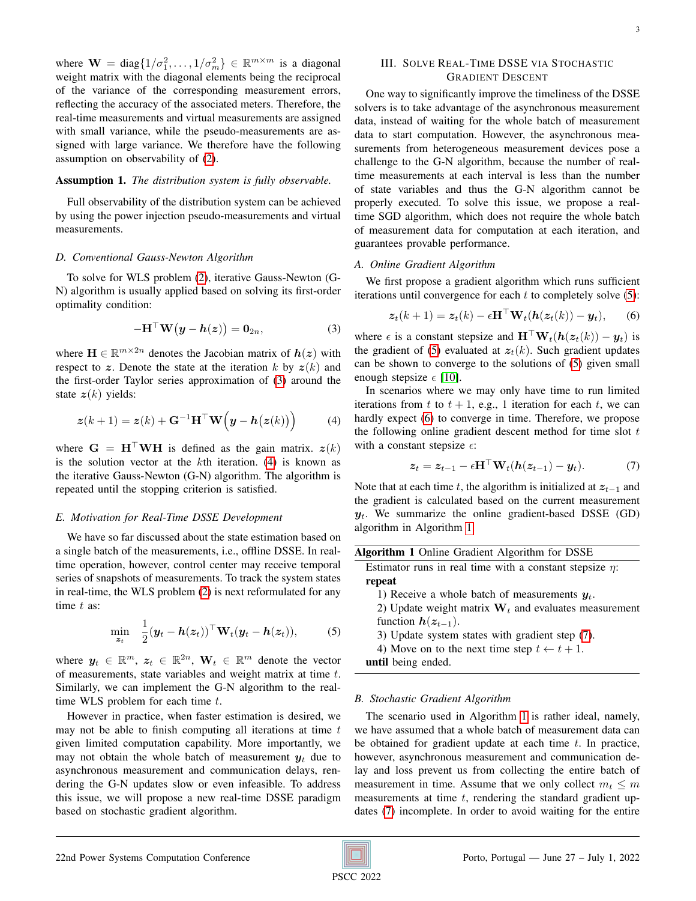where $\mathbf{W} = \text{diag}\{1/\sigma_1^2, \ldots, 1/\sigma_m^2\} \in \mathbb{R}^{m\times m}$ is a diagonal weight matrix with the diagonal elements being the reciprocal of the variance of the corresponding measurement errors, reflecting the accuracy of the associated meters. Therefore, the real-time measurements and virtual measurements are assigned with small variance, while the pseudo-measurements are assigned with large variance. We therefore have the following assumption on observability of (2).

**Assumption 1.** *The distribution system is fully observable.*

Full observability of the distribution system can be achieved by using the power injection pseudo-measurements and virtual measurements.

### D. Conventional Gauss-Newton Algorithm

To solve for WLS problem (2), iterative Gauss-Newton (G-N) algorithm is usually applied based on solving its first-order optimality condition:

$$-\mathbf{H}^\top \mathbf{W}\big(\boldsymbol{y} - \boldsymbol{h}(\boldsymbol{z})\big) = \mathbf{0}_{2n}, \tag{3}$$

where $\mathbf{H} \in \mathbb{R}^{m\times 2n}$ denotes the Jacobian matrix of $\boldsymbol{h}(\boldsymbol{z})$ with respect to $\boldsymbol{z}$. Denote the state at the iteration $k$ by $\boldsymbol{z}(k)$ and the first-order Taylor series approximation of (3) around the state $\boldsymbol{z}(k)$ yields:

$$\boldsymbol{z}(k+1) = \boldsymbol{z}(k) + \mathbf{G}^{-1}\mathbf{H}^\top \mathbf{W}\Big(\boldsymbol{y} - \boldsymbol{h}\big(\boldsymbol{z}(k)\big)\Big) \tag{4}$$

where $\mathbf{G} = \mathbf{H}^\top \mathbf{W}\mathbf{H}$ is defined as the gain matrix. $\boldsymbol{z}(k)$ is the solution vector at the $k$th iteration. (4) is known as the iterative Gauss-Newton (G-N) algorithm. The algorithm is repeated until the stopping criterion is satisfied.

### E. Motivation for Real-Time DSSE Development

We have so far discussed about the state estimation based on a single batch of the measurements, i.e., offline DSSE. In real-time operation, however, control center may receive temporal series of snapshots of measurements. To track the system states in real-time, the WLS problem (2) is next reformulated for any time $t$ as:

$$\min_{\boldsymbol{z}_t} \quad \frac{1}{2}(\boldsymbol{y}_t - \boldsymbol{h}(\boldsymbol{z}_t))^\top \mathbf{W}_t(\boldsymbol{y}_t - \boldsymbol{h}(\boldsymbol{z}_t)), \tag{5}$$

where $\boldsymbol{y}_t \in \mathbb{R}^m$, $\boldsymbol{z}_t \in \mathbb{R}^{2n}$, $\mathbf{W}_t \in \mathbb{R}^m$ denote the vector of measurements, state variables and weight matrix at time $t$. Similarly, we can implement the G-N algorithm to the real-time WLS problem for each time $t$.

However in practice, when faster estimation is desired, we may not be able to finish computing all iterations at time $t$ given limited computation capability. More importantly, we may not obtain the whole batch of measurement $\boldsymbol{y}_t$ due to asynchronous measurement and communication delays, rendering the G-N updates slow or even infeasible. To address this issue, we will propose a new real-time DSSE paradigm based on stochastic gradient algorithm.

## III. Solve Real-Time DSSE via Stochastic Gradient Descent

One way to significantly improve the timeliness of the DSSE solvers is to take advantage of the asynchronous measurement data, instead of waiting for the whole batch of measurement data to start computation. However, the asynchronous measurements from heterogeneous measurement devices pose a challenge to the G-N algorithm, because the number of real-time measurements at each interval is less than the number of state variables and thus the G-N algorithm cannot be properly executed. To solve this issue, we propose a real-time SGD algorithm, which does not require the whole batch of measurement data for computation at each iteration, and guarantees provable performance.

### A. Online Gradient Algorithm

We first propose a gradient algorithm which runs sufficient iterations until convergence for each $t$ to completely solve (5):

$$\boldsymbol{z}_t(k+1) = \boldsymbol{z}_t(k) - \epsilon \mathbf{H}^\top \mathbf{W}_t(\boldsymbol{h}(\boldsymbol{z}_t(k)) - \boldsymbol{y}_t), \tag{6}$$

where $\epsilon$ is a constant stepsize and $\mathbf{H}^\top \mathbf{W}_t(\boldsymbol{h}(\boldsymbol{z}_t(k)) - \boldsymbol{y}_t)$ is the gradient of (5) evaluated at $\boldsymbol{z}_t(k)$. Such gradient updates can be shown to converge to the solutions of (5) given small enough stepsize $\epsilon$ [10].

In scenarios where we may only have time to run limited iterations from $t$ to $t+1$, e.g., 1 iteration for each $t$, we can hardly expect (6) to converge in time. Therefore, we propose the following online gradient descent method for time slot $t$ with a constant stepsize $\epsilon$:

$$\boldsymbol{z}_t = \boldsymbol{z}_{t-1} - \epsilon \mathbf{H}^\top \mathbf{W}_t(\boldsymbol{h}(\boldsymbol{z}_{t-1}) - \boldsymbol{y}_t). \tag{7}$$

Note that at each time $t$, the algorithm is initialized at $\boldsymbol{z}_{t-1}$ and the gradient is calculated based on the current measurement $\boldsymbol{y}_t$. We summarize the online gradient-based DSSE (GD) algorithm in Algorithm 1.

---

**Algorithm 1** Online Gradient Algorithm for DSSE

---

Estimator runs in real time with a constant stepsize $\eta$:

**repeat**

1) Receive a whole batch of measurements $\boldsymbol{y}_t$.
2) Update weight matrix $\mathbf{W}_t$ and evaluates measurement function $\boldsymbol{h}(\boldsymbol{z}_{t-1})$.
3) Update system states with gradient step (7).
4) Move on to the next time step $t \leftarrow t+1$.

**until** being ended.

---

### B. Stochastic Gradient Algorithm

The scenario used in Algorithm 1 is rather ideal, namely, we have assumed that a whole batch of measurement data can be obtained for gradient update at each time $t$. In practice, however, asynchronous measurement and communication delay and loss prevent us from collecting the entire batch of measurement in time. Assume that we only collect $m_t \leq m$ measurements at time $t$, rendering the standard gradient updates (7) incomplete. In order to avoid waiting for the entire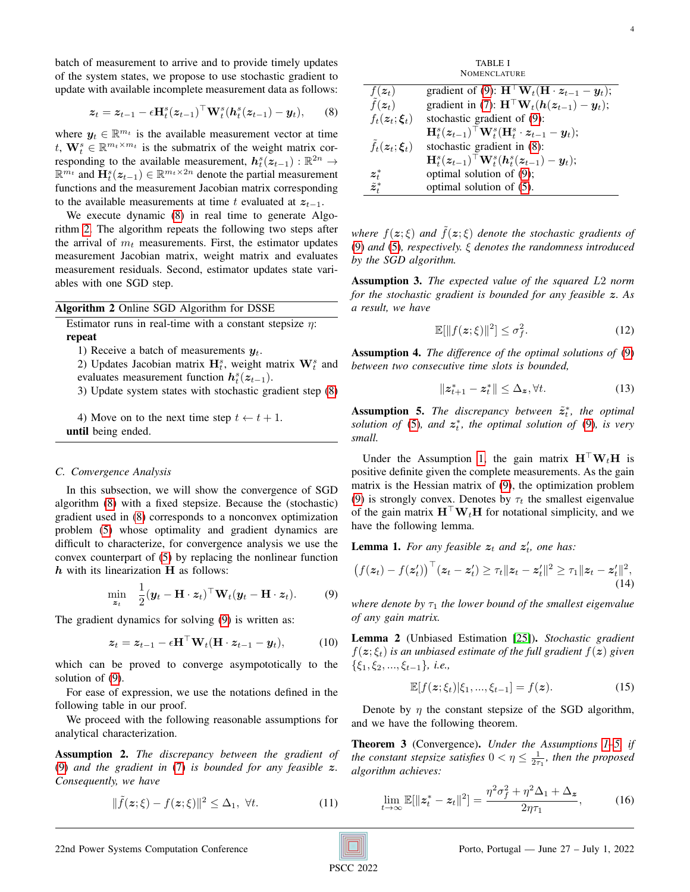batch of measurement to arrive and to provide timely updates of the system states, we propose to use stochastic gradient to update with available incomplete measurement data as follows:

$$\boldsymbol{z}_t = \boldsymbol{z}_{t-1} - \epsilon \mathbf{H}_t^s(\boldsymbol{z}_{t-1})^\top \mathbf{W}_t^s(\boldsymbol{h}_t^s(\boldsymbol{z}_{t-1}) - \boldsymbol{y}_t), \tag{8}$$

where $\boldsymbol{y}_t \in \mathbb{R}^{m_t}$ is the available measurement vector at time $t$, $\mathbf{W}_t^s \in \mathbb{R}^{m_t \times m_t}$ is the submatrix of the weight matrix corresponding to the available measurement, $\boldsymbol{h}_t^s(\boldsymbol{z}_{t-1}) : \mathbb{R}^{2n} \rightarrow \mathbb{R}^{m_t}$ and $\mathbf{H}_t^s(\boldsymbol{z}_{t-1}) \in \mathbb{R}^{m_t \times 2n}$ denote the partial measurement functions and the measurement Jacobian matrix corresponding to the available measurements at time $t$ evaluated at $\boldsymbol{z}_{t-1}$.

We execute dynamic (8) in real time to generate Algorithm 2. The algorithm repeats the following two steps after the arrival of $m_t$ measurements. First, the estimator updates measurement Jacobian matrix, weight matrix and evaluates measurement residuals. Second, estimator updates state variables with one SGD step.

**Algorithm 2** Online SGD Algorithm for DSSE

Estimator runs in real-time with a constant stepsize $\eta$:
**repeat**
1) Receive a batch of measurements $\boldsymbol{y}_t$.
2) Updates Jacobian matrix $\mathbf{H}_t^s$, weight matrix $\mathbf{W}_t^s$ and evaluates measurement function $\boldsymbol{h}_t^s(\boldsymbol{z}_{t-1})$.
3) Update system states with stochastic gradient step (8)
4) Move on to the next time step $t \leftarrow t + 1$.
**until** being ended.

### *C. Convergence Analysis*

In this subsection, we will show the convergence of SGD algorithm (8) with a fixed stepsize. Because the (stochastic) gradient used in (8) corresponds to a nonconvex optimization problem (5) whose optimality and gradient dynamics are difficult to characterize, for convergence analysis we use the convex counterpart of (5) by replacing the nonlinear function $\boldsymbol{h}$ with its linearization $\mathbf{H}$ as follows:

$$\min_{\boldsymbol{z}_t} \quad \frac{1}{2}(\boldsymbol{y}_t - \mathbf{H} \cdot \boldsymbol{z}_t)^\top \mathbf{W}_t(\boldsymbol{y}_t - \mathbf{H} \cdot \boldsymbol{z}_t). \tag{9}$$

The gradient dynamics for solving (9) is written as:

$$\boldsymbol{z}_t = \boldsymbol{z}_{t-1} - \epsilon \mathbf{H}^\top \mathbf{W}_t(\mathbf{H} \cdot \boldsymbol{z}_{t-1} - \boldsymbol{y}_t), \tag{10}$$

which can be proved to converge asympototically to the solution of (9).

For ease of expression, we use the notations defined in the following table in our proof.

We proceed with the following reasonable assumptions for analytical characterization.

**Assumption 2.** *The discrepancy between the gradient of (9) and the gradient in (7) is bounded for any feasible $\boldsymbol{z}$. Consequently, we have*

$$\|\tilde{f}(\boldsymbol{z};\xi) - f(\boldsymbol{z};\xi)\|^2 \leq \Delta_1, \ \forall t. \tag{11}$$

TABLE I
NOMENCLATURE

| | |
|---|---|
| $f(\boldsymbol{z}_t)$ | gradient of (9): $\mathbf{H}^\top \mathbf{W}_t(\mathbf{H} \cdot \boldsymbol{z}_{t-1} - \boldsymbol{y}_t)$; |
| $\tilde{f}(\boldsymbol{z}_t)$ | gradient in (7): $\mathbf{H}^\top \mathbf{W}_t(\boldsymbol{h}(\boldsymbol{z}_{t-1}) - \boldsymbol{y}_t)$; |
| $f_t(\boldsymbol{z}_t;\boldsymbol{\xi}_t)$ | stochastic gradient of (9): $\mathbf{H}_t^s(\boldsymbol{z}_{t-1})^\top \mathbf{W}_t^s(\mathbf{H}_t^s \cdot \boldsymbol{z}_{t-1} - \boldsymbol{y}_t)$; |
| $\tilde{f}_t(\boldsymbol{z}_t;\boldsymbol{\xi}_t)$ | stochastic gradient in (8): $\mathbf{H}_t^s(\boldsymbol{z}_{t-1})^\top \mathbf{W}_t^s(\boldsymbol{h}_t^s(\boldsymbol{z}_{t-1}) - \boldsymbol{y}_t)$; |
| $\boldsymbol{z}_t^*$ | optimal solution of (9); |
| $\tilde{\boldsymbol{z}}_t^*$ | optimal solution of (5). |

*where $f(\boldsymbol{z};\xi)$ and $\tilde{f}(\boldsymbol{z};\xi)$ denote the stochastic gradients of (9) and (5), respectively. $\xi$ denotes the randomness introduced by the SGD algorithm.*

**Assumption 3.** *The expected value of the squared $L2$ norm for the stochastic gradient is bounded for any feasible $\boldsymbol{z}$. As a result, we have*

$$\mathbb{E}[\|f(\boldsymbol{z};\xi)\|^2] \leq \sigma_f^2. \tag{12}$$

**Assumption 4.** *The difference of the optimal solutions of (9) between two consecutive time slots is bounded,*

$$\|\boldsymbol{z}_{t+1}^* - \boldsymbol{z}_t^*\| \leq \Delta_{\boldsymbol{z}}, \forall t. \tag{13}$$

**Assumption 5.** *The discrepancy between $\tilde{\boldsymbol{z}}_t^*$, the optimal solution of (5), and $\boldsymbol{z}_t^*$, the optimal solution of (9), is very small.*

Under the Assumption 1, the gain matrix $\mathbf{H}^\top \mathbf{W}_t \mathbf{H}$ is positive definite given the complete measurements. As the gain matrix is the Hessian matrix of (9), the optimization problem (9) is strongly convex. Denotes by $\tau_t$ the smallest eigenvalue of the gain matrix $\mathbf{H}^\top \mathbf{W}_t \mathbf{H}$ for notational simplicity, and we have the following lemma.

**Lemma 1.** *For any feasible $\boldsymbol{z}_t$ and $\boldsymbol{z}_t'$, one has:*

$$\big(f(\boldsymbol{z}_t) - f(\boldsymbol{z}_t')\big)^\top (\boldsymbol{z}_t - \boldsymbol{z}_t') \geq \tau_t\|\boldsymbol{z}_t - \boldsymbol{z}_t'\|^2 \geq \tau_1\|\boldsymbol{z}_t - \boldsymbol{z}_t'\|^2, \tag{14}$$

*where denote by $\tau_1$ the lower bound of the smallest eigenvalue of any gain matrix.*

**Lemma 2** (Unbiased Estimation [25]). *Stochastic gradient $f(\boldsymbol{z};\xi_t)$ is an unbiased estimate of the full gradient $f(\boldsymbol{z})$ given $\{\xi_1, \xi_2, ..., \xi_{t-1}\}$, i.e.,*

$$\mathbb{E}[f(\boldsymbol{z};\xi_t)|\xi_1, ..., \xi_{t-1}] = f(\boldsymbol{z}). \tag{15}$$

Denote by $\eta$ the constant stepsize of the SGD algorithm, and we have the following theorem.

**Theorem 3** (Convergence). *Under the Assumptions 1–5, if the constant stepsize satisfies $0 < \eta \leq \frac{1}{2\tau_1}$, then the proposed algorithm achieves:*

$$\lim_{t\rightarrow\infty} \mathbb{E}[\|\boldsymbol{z}_t^* - \boldsymbol{z}_t\|^2] = \frac{\eta^2\sigma_f^2 + \eta^2\Delta_1 + \Delta_{\boldsymbol{z}}}{2\eta\tau_1}, \tag{16}$$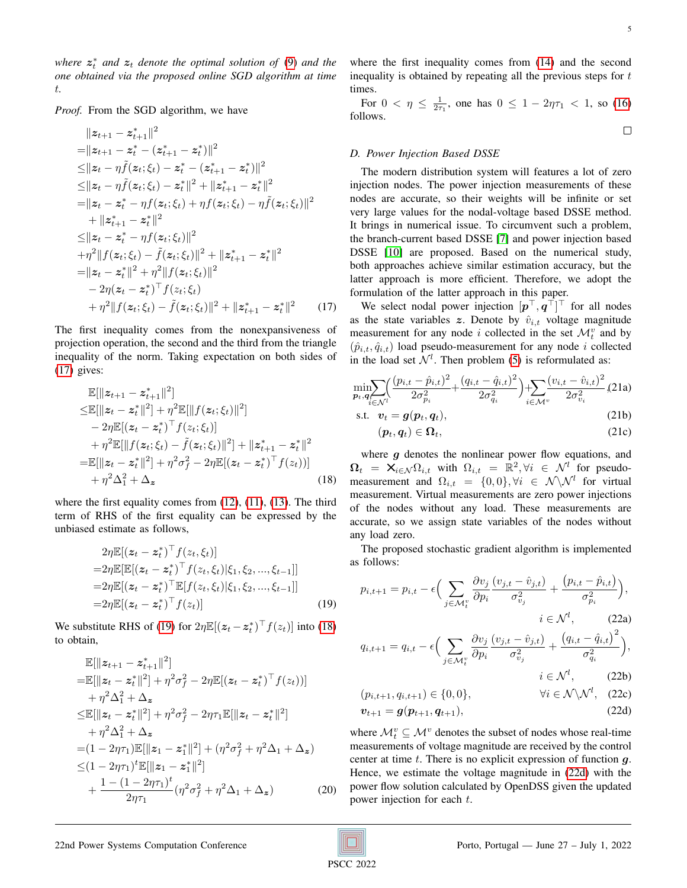*where $\boldsymbol{z}_t^*$ and $\boldsymbol{z}_t$ denote the optimal solution of (9) and the one obtained via the proposed online SGD algorithm at time $t$.*

*Proof.* From the SGD algorithm, we have

$$
\begin{aligned}
&\|\boldsymbol{z}_{t+1}-\boldsymbol{z}_{t+1}^*\|^2 \\
=&\|\boldsymbol{z}_{t+1}-\boldsymbol{z}_t^*-(\boldsymbol{z}_{t+1}^*-\boldsymbol{z}_t^*)\|^2 \\
\leq&\|\boldsymbol{z}_t-\eta\tilde{f}(\boldsymbol{z}_t;\xi_t)-\boldsymbol{z}_t^*-(\boldsymbol{z}_{t+1}^*-\boldsymbol{z}_t^*)\|^2 \\
\leq&\|\boldsymbol{z}_t-\eta\tilde{f}(\boldsymbol{z}_t;\xi_t)-\boldsymbol{z}_t^*\|^2+\|\boldsymbol{z}_{t+1}^*-\boldsymbol{z}_t^*\|^2 \\
=&\|\boldsymbol{z}_t-\boldsymbol{z}_t^*-\eta f(\boldsymbol{z}_t;\xi_t)+\eta f(\boldsymbol{z}_t;\xi_t)-\eta\tilde{f}(\boldsymbol{z}_t;\xi_t)\|^2 \\
&+\|\boldsymbol{z}_{t+1}^*-\boldsymbol{z}_t^*\|^2 \\
\leq&\|\boldsymbol{z}_t-\boldsymbol{z}_t^*-\eta f(\boldsymbol{z}_t;\xi_t)\|^2 \\
&+\eta^2\|f(\boldsymbol{z}_t;\xi_t)-\tilde{f}(\boldsymbol{z}_t;\xi_t)\|^2+\|\boldsymbol{z}_{t+1}^*-\boldsymbol{z}_t^*\|^2 \\
=&\|\boldsymbol{z}_t-\boldsymbol{z}_t^*\|^2+\eta^2\|f(\boldsymbol{z}_t;\xi_t)\|^2 \\
&-2\eta(\boldsymbol{z}_t-\boldsymbol{z}_t^*)^\top f(\boldsymbol{z}_t;\xi_t) \\
&+\eta^2\|f(\boldsymbol{z}_t;\xi_t)-\tilde{f}(\boldsymbol{z}_t;\xi_t)\|^2+\|\boldsymbol{z}_{t+1}^*-\boldsymbol{z}_t^*\|^2 \qquad (17)
\end{aligned}
$$

The first inequality comes from the nonexpansiveness of projection operation, the second and the third from the triangle inequality of the norm. Taking expectation on both sides of (17) gives:

$$
\begin{aligned}
&\mathbb{E}[\|\boldsymbol{z}_{t+1}-\boldsymbol{z}_{t+1}^*\|^2] \\
\leq&\mathbb{E}[\|\boldsymbol{z}_t-\boldsymbol{z}_t^*\|^2]+\eta^2\mathbb{E}[\|f(\boldsymbol{z}_t;\xi_t)\|^2] \\
&-2\eta\mathbb{E}[(\boldsymbol{z}_t-\boldsymbol{z}_t^*)^\top f(\boldsymbol{z}_t;\xi_t)] \\
&+\eta^2\mathbb{E}[\|f(\boldsymbol{z}_t;\xi_t)-\tilde{f}(\boldsymbol{z}_t;\xi_t)\|^2]+\|\boldsymbol{z}_{t+1}^*-\boldsymbol{z}_t^*\|^2 \\
=&\mathbb{E}[\|\boldsymbol{z}_t-\boldsymbol{z}_t^*\|^2]+\eta^2\sigma_f^2-2\eta\mathbb{E}[(\boldsymbol{z}_t-\boldsymbol{z}_t^*)^\top f(\boldsymbol{z}_t))] \\
&+\eta^2\Delta_1^2+\Delta_{\boldsymbol{z}} \qquad (18)
\end{aligned}
$$

where the first equality comes from (12), (11), (13). The third term of RHS of the first equality can be expressed by the unbiased estimate as follows,

$$
\begin{aligned}
&2\eta\mathbb{E}[(\boldsymbol{z}_t-\boldsymbol{z}_t^*)^\top f(\boldsymbol{z}_t,\xi_t)] \\
=&2\eta\mathbb{E}[\mathbb{E}[(\boldsymbol{z}_t-\boldsymbol{z}_t^*)^\top f(\boldsymbol{z}_t,\xi_t)|\xi_1,\xi_2,...,\xi_{t-1}]] \\
=&2\eta\mathbb{E}[(\boldsymbol{z}_t-\boldsymbol{z}_t^*)^\top\mathbb{E}[f(\boldsymbol{z}_t,\xi_t)|\xi_1,\xi_2,...,\xi_{t-1}]] \\
=&2\eta\mathbb{E}[(\boldsymbol{z}_t-\boldsymbol{z}_t^*)^\top f(\boldsymbol{z}_t)] \qquad (19)
\end{aligned}
$$

We substitute RHS of (19) for $2\eta\mathbb{E}[(\boldsymbol{z}_t-\boldsymbol{z}_t^*)^\top f(\boldsymbol{z}_t)]$ into (18) to obtain,

$$
\begin{aligned}
&\mathbb{E}[\|\boldsymbol{z}_{t+1}-\boldsymbol{z}_{t+1}^*\|^2] \\
=&\mathbb{E}[\|\boldsymbol{z}_t-\boldsymbol{z}_t^*\|^2]+\eta^2\sigma_f^2-2\eta\mathbb{E}[(\boldsymbol{z}_t-\boldsymbol{z}_t^*)^\top f(\boldsymbol{z}_t))] \\
&+\eta^2\Delta_1^2+\Delta_{\boldsymbol{z}} \\
\leq&\mathbb{E}[\|\boldsymbol{z}_t-\boldsymbol{z}_t^*\|^2]+\eta^2\sigma_f^2-2\eta\tau_1\mathbb{E}[\|\boldsymbol{z}_t-\boldsymbol{z}_t^*\|^2] \\
&+\eta^2\Delta_1^2+\Delta_{\boldsymbol{z}} \\
=&(1-2\eta\tau_1)\mathbb{E}[\|\boldsymbol{z}_1-\boldsymbol{z}_1^*\|^2]+(\eta^2\sigma_f^2+\eta^2\Delta_1+\Delta_{\boldsymbol{z}}) \\
\leq&(1-2\eta\tau_1)^t\mathbb{E}[\|\boldsymbol{z}_1-\boldsymbol{z}_1^*\|^2] \\
&+\frac{1-(1-2\eta\tau_1)^t}{2\eta\tau_1}(\eta^2\sigma_f^2+\eta^2\Delta_1+\Delta_{\boldsymbol{z}}) \qquad (20)
\end{aligned}
$$

where the first inequality comes from (14) and the second inequality is obtained by repeating all the previous steps for $t$ times.

For $0<\eta\leq\frac{1}{2\tau_1}$, one has $0\leq 1-2\eta\tau_1<1$, so (16) follows.

□

### D. Power Injection Based DSSE

The modern distribution system will features a lot of zero injection nodes. The power injection measurements of these nodes are accurate, so their weights will be infinite or set very large values for the nodal-voltage based DSSE method. It brings in numerical issue. To circumvent such a problem, the branch-current based DSSE [7] and power injection based DSSE [10] are proposed. Based on the numerical study, both approaches achieve similar estimation accuracy, but the latter approach is more efficient. Therefore, we adopt the formulation of the latter approach in this paper.

We select nodal power injection $[\boldsymbol{p}^\top,\boldsymbol{q}^\top]^\top$ for all nodes as the state variables $\boldsymbol{z}$. Denote by $\hat{v}_{i,t}$ voltage magnitude measurement for any node $i$ collected in the set $\mathcal{M}_t^v$ and by $(\hat{p}_{i,t},\hat{q}_{i,t})$ load pseudo-measurement for any node $i$ collected in the load set $\mathcal{N}^l$. Then problem (5) is reformulated as:

$$
\begin{aligned}
\min_{\boldsymbol{p}_t,\boldsymbol{q}_t}&\sum_{i\in\mathcal{N}^l}\Big(\frac{(p_{i,t}-\hat{p}_{i,t})^2}{2\sigma_{p_i}^2}+\frac{(q_{i,t}-\hat{q}_{i,t})^2}{2\sigma_{q_i}^2}\Big)+\sum_{i\in\mathcal{M}^v}\frac{(v_{i,t}-\hat{v}_{i,t})^2}{2\sigma_{v_i}^2}, && \text{(21a)}\\
\text{s.t. }&\boldsymbol{v}_t=\boldsymbol{g}(\boldsymbol{p}_t,\boldsymbol{q}_t), && \text{(21b)}\\
&(\boldsymbol{p}_t,\boldsymbol{q}_t)\in\boldsymbol{\Omega}_t, && \text{(21c)}
\end{aligned}
$$

where $\boldsymbol{g}$ denotes the nonlinear power flow equations, and $\boldsymbol{\Omega}_t=\boldsymbol{\times}_{i\in\mathcal{N}}\Omega_{i,t}$ with $\Omega_{i,t}=\mathbb{R}^2,\forall i\in\mathcal{N}^l$ for pseudo-measurement and $\Omega_{i,t}=\{0,0\},\forall i\in\mathcal{N}\backslash\mathcal{N}^l$ for virtual measurement. Virtual measurements are zero power injections of the nodes without any load. These measurements are accurate, so we assign state variables of the nodes without any load zero.

The proposed stochastic gradient algorithm is implemented as follows:

$$
\begin{aligned}
&p_{i,t+1}=p_{i,t}-\epsilon\Big(\sum_{j\in\mathcal{M}_t^v}\frac{\partial v_j}{\partial p_i}\frac{(v_{j,t}-\hat{v}_{j,t})}{\sigma_{v_j}^2}+\frac{(p_{i,t}-\hat{p}_{i,t})}{\sigma_{p_i}^2}\Big), \\
&\qquad\qquad i\in\mathcal{N}^l, && \text{(22a)}\\
&q_{i,t+1}=q_{i,t}-\epsilon\Big(\sum_{j\in\mathcal{M}_t^v}\frac{\partial v_j}{\partial p_i}\frac{(v_{j,t}-\hat{v}_{j,t})}{\sigma_{v_j}^2}+\frac{(q_{i,t}-\hat{q}_{i,t})^2}{\sigma_{q_i}^2}\Big), \\
&\qquad\qquad i\in\mathcal{N}^l, && \text{(22b)}\\
&(p_{i,t+1},q_{i,t+1})\in\{0,0\}, \qquad \forall i\in\mathcal{N}\backslash\mathcal{N}^l, && \text{(22c)}\\
&\boldsymbol{v}_{t+1}=\boldsymbol{g}(\boldsymbol{p}_{t+1},\boldsymbol{q}_{t+1}), && \text{(22d)}
\end{aligned}
$$

where $\mathcal{M}_t^v\subseteq\mathcal{M}^v$ denotes the subset of nodes whose real-time measurements of voltage magnitude are received by the control center at time $t$. There is no explicit expression of function $\boldsymbol{g}$. Hence, we estimate the voltage magnitude in (22d) with the power flow solution calculated by OpenDSS given the updated power injection for each $t$.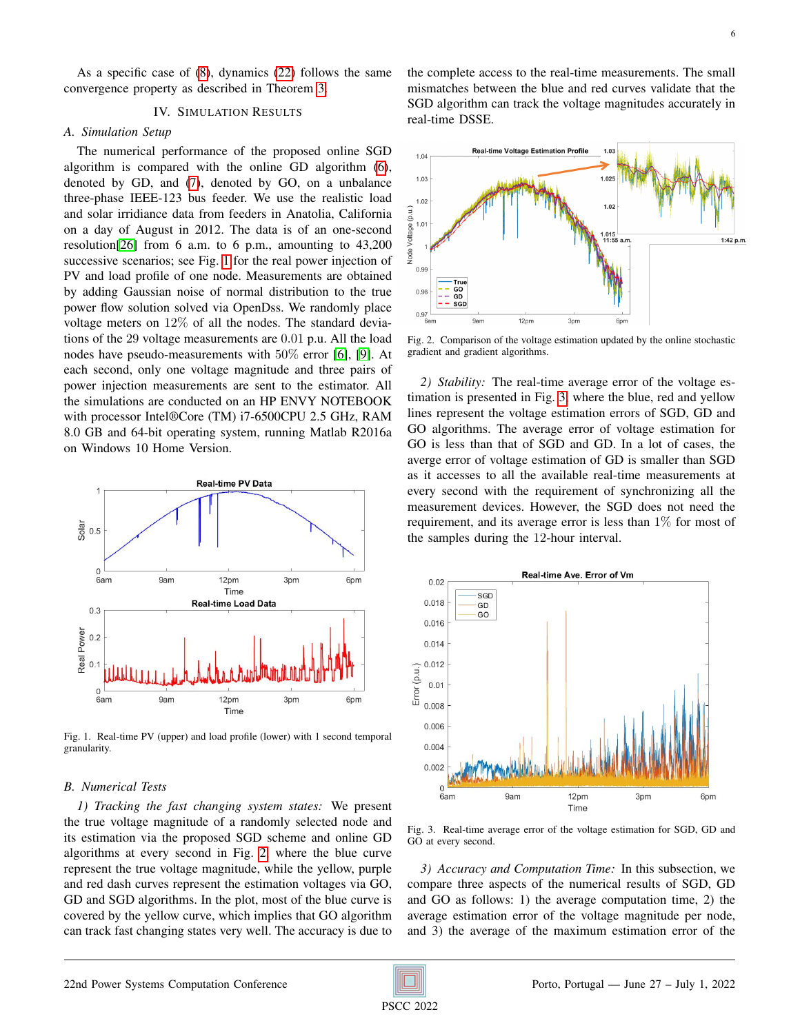As a specific case of (8), dynamics (22) follows the same convergence property as described in Theorem 3.

## IV. Simulation Results

### A. Simulation Setup

The numerical performance of the proposed online SGD algorithm is compared with the online GD algorithm (6), denoted by GD, and (7), denoted by GO, on a unbalance three-phase IEEE-123 bus feeder. We use the realistic load and solar irridiance data from feeders in Anatolia, California on a day of August in 2012. The data is of an one-second resolution[26] from 6 a.m. to 6 p.m., amounting to 43,200 successive scenarios; see Fig. 1 for the real power injection of PV and load profile of one node. Measurements are obtained by adding Gaussian noise of normal distribution to the true power flow solution solved via OpenDss. We randomly place voltage meters on 12% of all the nodes. The standard deviations of the 29 voltage measurements are 0.01 p.u. All the load nodes have pseudo-measurements with 50% error [6], [9]. At each second, only one voltage magnitude and three pairs of power injection measurements are sent to the estimator. All the simulations are conducted on an HP ENVY NOTEBOOK with processor Intel®Core (TM) i7-6500CPU 2.5 GHz, RAM 8.0 GB and 64-bit operating system, running Matlab R2016a on Windows 10 Home Version.

Fig. 1. Real-time PV (upper) and load profile (lower) with 1 second temporal granularity.

### B. Numerical Tests

*1) Tracking the fast changing system states:* We present the true voltage magnitude of a randomly selected node and its estimation via the proposed SGD scheme and online GD algorithms at every second in Fig. 2, where the blue curve represent the true voltage magnitude, while the yellow, purple and red dash curves represent the estimation voltages via GO, GD and SGD algorithms. In the plot, most of the blue curve is covered by the yellow curve, which implies that GO algorithm can track fast changing states very well. The accuracy is due to the complete access to the real-time measurements. The small mismatches between the blue and red curves validate that the SGD algorithm can track the voltage magnitudes accurately in real-time DSSE.

Fig. 2. Comparison of the voltage estimation updated by the online stochastic gradient and gradient algorithms.

*2) Stability:* The real-time average error of the voltage estimation is presented in Fig. 3, where the blue, red and yellow lines represent the voltage estimation errors of SGD, GD and GO algorithms. The average error of voltage estimation for GO is less than that of SGD and GD. In a lot of cases, the averge error of voltage estimation of GD is smaller than SGD as it accesses to all the available real-time measurements at every second with the requirement of synchronizing all the measurement devices. However, the SGD does not need the requirement, and its average error is less than 1% for most of the samples during the 12-hour interval.

Fig. 3. Real-time average error of the voltage estimation for SGD, GD and GO at every second.

*3) Accuracy and Computation Time:* In this subsection, we compare three aspects of the numerical results of SGD, GD and GO as follows: 1) the average computation time, 2) the average estimation error of the voltage magnitude per node, and 3) the average of the maximum estimation error of the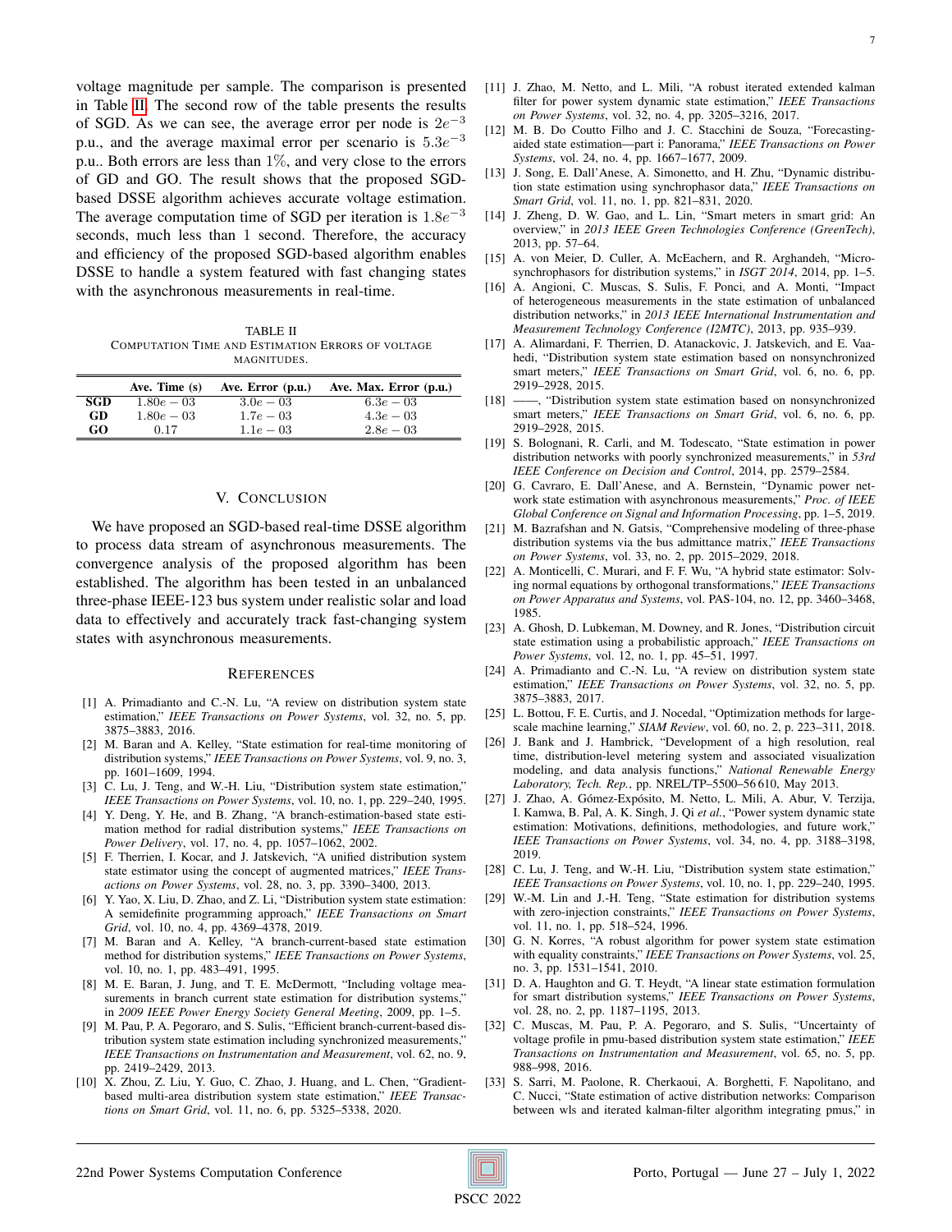voltage magnitude per sample. The comparison is presented in Table II. The second row of the table presents the results of SGD. As we can see, the average error per node is $2e^{-3}$ p.u., and the average maximal error per scenario is $5.3e^{-3}$ p.u.. Both errors are less than $1\%$, and very close to the errors of GD and GO. The result shows that the proposed SGD-based DSSE algorithm achieves accurate voltage estimation. The average computation time of SGD per iteration is $1.8e^{-3}$ seconds, much less than 1 second. Therefore, the accuracy and efficiency of the proposed SGD-based algorithm enables DSSE to handle a system featured with fast changing states with the asynchronous measurements in real-time.

TABLE II
COMPUTATION TIME AND ESTIMATION ERRORS OF VOLTAGE MAGNITUDES.

| | Ave. Time (s) | Ave. Error (p.u.) | Ave. Max. Error (p.u.) |
|---|---|---|---|
| **SGD** | $1.80e-03$ | $3.0e-03$ | $6.3e-03$ |
| **GD** | $1.80e-03$ | $1.7e-03$ | $4.3e-03$ |
| **GO** | 0.17 | $1.1e-03$ | $2.8e-03$ |

## V. Conclusion

We have proposed an SGD-based real-time DSSE algorithm to process data stream of asynchronous measurements. The convergence analysis of the proposed algorithm has been established. The algorithm has been tested in an unbalanced three-phase IEEE-123 bus system under realistic solar and load data to effectively and accurately track fast-changing system states with asynchronous measurements.

## References

[1] A. Primadianto and C.-N. Lu, "A review on distribution system state estimation," *IEEE Transactions on Power Systems*, vol. 32, no. 5, pp. 3875–3883, 2016.

[2] M. Baran and A. Kelley, "State estimation for real-time monitoring of distribution systems," *IEEE Transactions on Power Systems*, vol. 9, no. 3, pp. 1601–1609, 1994.

[3] C. Lu, J. Teng, and W.-H. Liu, "Distribution system state estimation," *IEEE Transactions on Power Systems*, vol. 10, no. 1, pp. 229–240, 1995.

[4] Y. Deng, Y. He, and B. Zhang, "A branch-estimation-based state estimation method for radial distribution systems," *IEEE Transactions on Power Delivery*, vol. 17, no. 4, pp. 1057–1062, 2002.

[5] F. Therrien, I. Kocar, and J. Jatskevich, "A unified distribution system state estimator using the concept of augmented matrices," *IEEE Transactions on Power Systems*, vol. 28, no. 3, pp. 3390–3400, 2013.

[6] Y. Yao, X. Liu, D. Zhao, and Z. Li, "Distribution system state estimation: A semidefinite programming approach," *IEEE Transactions on Smart Grid*, vol. 10, no. 4, pp. 4369–4378, 2019.

[7] M. Baran and A. Kelley, "A branch-current-based state estimation method for distribution systems," *IEEE Transactions on Power Systems*, vol. 10, no. 1, pp. 483–491, 1995.

[8] M. E. Baran, J. Jung, and T. E. McDermott, "Including voltage measurements in branch current state estimation for distribution systems," in *2009 IEEE Power Energy Society General Meeting*, 2009, pp. 1–5.

[9] M. Pau, P. A. Pegoraro, and S. Sulis, "Efficient branch-current-based distribution system state estimation including synchronized measurements," *IEEE Transactions on Instrumentation and Measurement*, vol. 62, no. 9, pp. 2419–2429, 2013.

[10] X. Zhou, Z. Liu, Y. Guo, C. Zhao, J. Huang, and L. Chen, "Gradient-based multi-area distribution system state estimation," *IEEE Transactions on Smart Grid*, vol. 11, no. 6, pp. 5325–5338, 2020.

[11] J. Zhao, M. Netto, and L. Mili, "A robust iterated extended kalman filter for power system dynamic state estimation," *IEEE Transactions on Power Systems*, vol. 32, no. 4, pp. 3205–3216, 2017.

[12] M. B. Do Coutto Filho and J. C. Stacchini de Souza, "Forecasting-aided state estimation—part i: Panorama," *IEEE Transactions on Power Systems*, vol. 24, no. 4, pp. 1667–1677, 2009.

[13] J. Song, E. Dall'Anese, A. Simonetto, and H. Zhu, "Dynamic distribution state estimation using synchrophasor data," *IEEE Transactions on Smart Grid*, vol. 11, no. 1, pp. 821–831, 2020.

[14] J. Zheng, D. W. Gao, and L. Lin, "Smart meters in smart grid: An overview," in *2013 IEEE Green Technologies Conference (GreenTech)*, 2013, pp. 57–64.

[15] A. von Meier, D. Culler, A. McEachern, and R. Arghandeh, "Micro-synchrophasors for distribution systems," in *ISGT 2014*, 2014, pp. 1–5.

[16] A. Angioni, C. Muscas, S. Sulis, F. Ponci, and A. Monti, "Impact of heterogeneous measurements in the state estimation of unbalanced distribution networks," in *2013 IEEE International Instrumentation and Measurement Technology Conference (I2MTC)*, 2013, pp. 935–939.

[17] A. Alimardani, F. Therrien, D. Atanackovic, J. Jatskevich, and E. Vaahedi, "Distribution system state estimation based on nonsynchronized smart meters," *IEEE Transactions on Smart Grid*, vol. 6, no. 6, pp. 2919–2928, 2015.

[18] ——, "Distribution system state estimation based on nonsynchronized smart meters," *IEEE Transactions on Smart Grid*, vol. 6, no. 6, pp. 2919–2928, 2015.

[19] S. Bolognani, R. Carli, and M. Todescato, "State estimation in power distribution networks with poorly synchronized measurements," in *53rd IEEE Conference on Decision and Control*, 2014, pp. 2579–2584.

[20] G. Cavraro, E. Dall'Anese, and A. Bernstein, "Dynamic power network state estimation with asynchronous measurements," *Proc. of IEEE Global Conference on Signal and Information Processing*, pp. 1–5, 2019.

[21] M. Bazrafshan and N. Gatsis, "Comprehensive modeling of three-phase distribution systems via the bus admittance matrix," *IEEE Transactions on Power Systems*, vol. 33, no. 2, pp. 2015–2029, 2018.

[22] A. Monticelli, C. Murari, and F. F. Wu, "A hybrid state estimator: Solving normal equations by orthogonal transformations," *IEEE Transactions on Power Apparatus and Systems*, vol. PAS-104, no. 12, pp. 3460–3468, 1985.

[23] A. Ghosh, D. Lubkeman, M. Downey, and R. Jones, "Distribution circuit state estimation using a probabilistic approach," *IEEE Transactions on Power Systems*, vol. 12, no. 1, pp. 45–51, 1997.

[24] A. Primadianto and C.-N. Lu, "A review on distribution system state estimation," *IEEE Transactions on Power Systems*, vol. 32, no. 5, pp. 3875–3883, 2017.

[25] L. Bottou, F. E. Curtis, and J. Nocedal, "Optimization methods for large-scale machine learning," *SIAM Review*, vol. 60, no. 2, p. 223–311, 2018.

[26] J. Bank and J. Hambrick, "Development of a high resolution, real time, distribution-level metering system and associated visualization modeling, and data analysis functions," *National Renewable Energy Laboratory, Tech. Rep.*, pp. NREL/TP–5500–56 610, May 2013.

[27] J. Zhao, A. Gómez-Expósito, M. Netto, L. Mili, A. Abur, V. Terzija, I. Kamwa, B. Pal, A. K. Singh, J. Qi *et al.*, "Power system dynamic state estimation: Motivations, definitions, methodologies, and future work," *IEEE Transactions on Power Systems*, vol. 34, no. 4, pp. 3188–3198, 2019.

[28] C. Lu, J. Teng, and W.-H. Liu, "Distribution system state estimation," *IEEE Transactions on Power Systems*, vol. 10, no. 1, pp. 229–240, 1995.

[29] W.-M. Lin and J.-H. Teng, "State estimation for distribution systems with zero-injection constraints," *IEEE Transactions on Power Systems*, vol. 11, no. 1, pp. 518–524, 1996.

[30] G. N. Korres, "A robust algorithm for power system state estimation with equality constraints," *IEEE Transactions on Power Systems*, vol. 25, no. 3, pp. 1531–1541, 2010.

[31] D. A. Haughton and G. T. Heydt, "A linear state estimation formulation for smart distribution systems," *IEEE Transactions on Power Systems*, vol. 28, no. 2, pp. 1187–1195, 2013.

[32] C. Muscas, M. Pau, P. A. Pegoraro, and S. Sulis, "Uncertainty of voltage profile in pmu-based distribution system state estimation," *IEEE Transactions on Instrumentation and Measurement*, vol. 65, no. 5, pp. 988–998, 2016.

[33] S. Sarri, M. Paolone, R. Cherkaoui, A. Borghetti, F. Napolitano, and C. Nucci, "State estimation of active distribution networks: Comparison between wls and iterated kalman-filter algorithm integrating pmus," in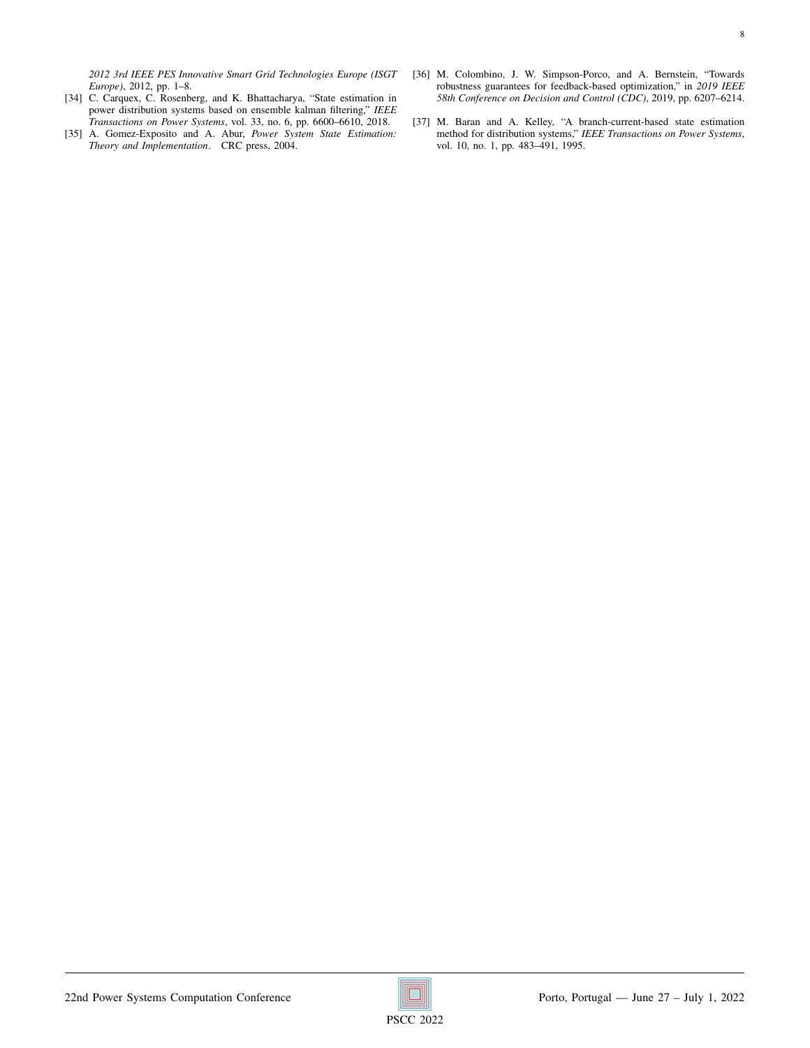*2012 3rd IEEE PES Innovative Smart Grid Technologies Europe (ISGT Europe)*, 2012, pp. 1–8.

[34] C. Carquex, C. Rosenberg, and K. Bhattacharya, "State estimation in power distribution systems based on ensemble kalman filtering," *IEEE Transactions on Power Systems*, vol. 33, no. 6, pp. 6600–6610, 2018.

[35] A. Gomez-Exposito and A. Abur, *Power System State Estimation: Theory and Implementation*. CRC press, 2004.

[36] M. Colombino, J. W. Simpson-Porco, and A. Bernstein, "Towards robustness guarantees for feedback-based optimization," in *2019 IEEE 58th Conference on Decision and Control (CDC)*, 2019, pp. 6207–6214.

[37] M. Baran and A. Kelley, "A branch-current-based state estimation method for distribution systems," *IEEE Transactions on Power Systems*, vol. 10, no. 1, pp. 483–491, 1995.